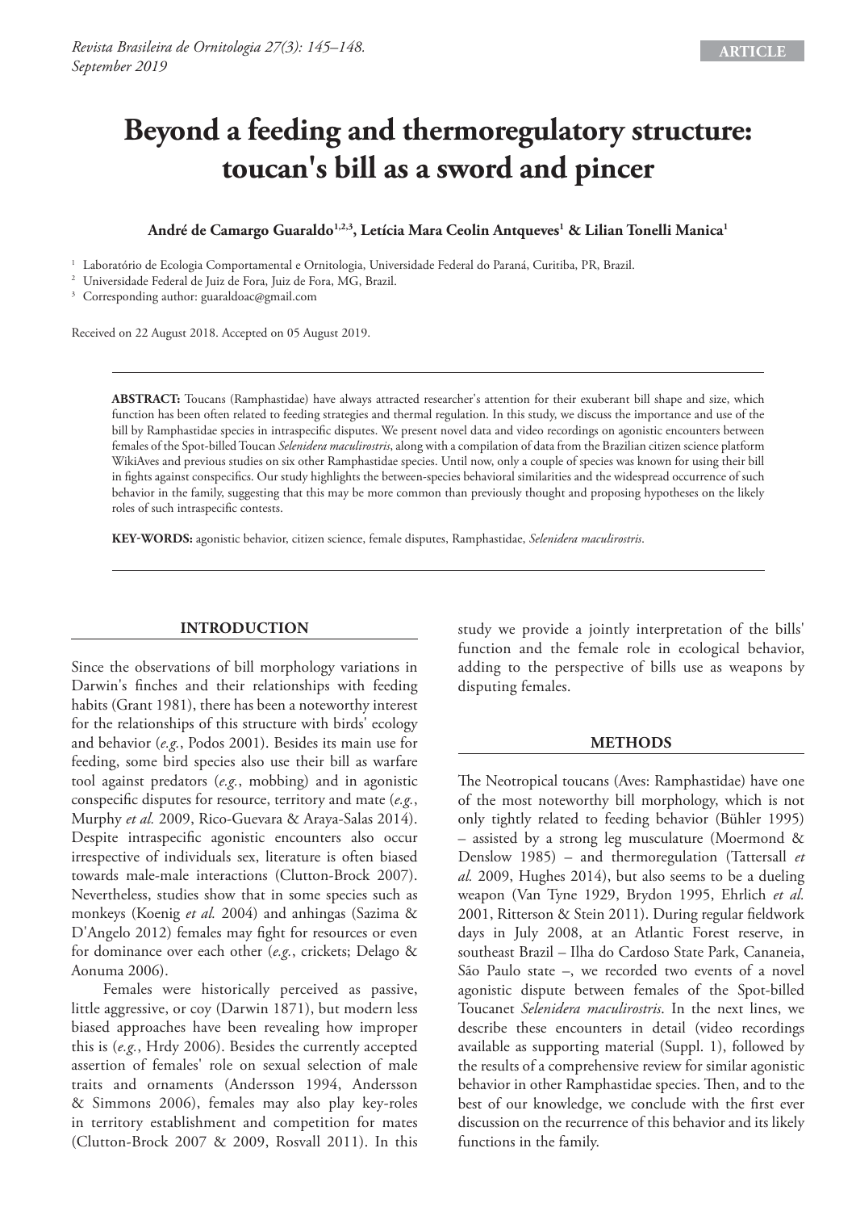ARTICLE

# Beyond a feeding and thermoregulatory structure: toucan's bill as a sword and pincer

**André de Camargo Guaraldo[1,2,3], Letícia Mara Ceolin Antqueves[1] & Lilian Tonelli Manica[1]**

[1] Laboratório de Ecologia Comportamental e Ornitologia, Universidade Federal do Paraná, Curitiba, PR, Brazil.
[2] Universidade Federal de Juiz de Fora, Juiz de Fora, MG, Brazil.
[3] Corresponding author: guaraldoac@gmail.com

Received on 22 August 2018. Accepted on 05 August 2019.

**ABSTRACT:** Toucans (Ramphastidae) have always attracted researcher's attention for their exuberant bill shape and size, which function has been often related to feeding strategies and thermal regulation. In this study, we discuss the importance and use of the bill by Ramphastidae species in intraspecific disputes. We present novel data and video recordings on agonistic encounters between females of the Spot-billed Toucan *Selenidera maculirostris*, along with a compilation of data from the Brazilian citizen science platform WikiAves and previous studies on six other Ramphastidae species. Until now, only a couple of species was known for using their bill in fights against conspecifics. Our study highlights the between-species behavioral similarities and the widespread occurrence of such behavior in the family, suggesting that this may be more common than previously thought and proposing hypotheses on the likely roles of such intraspecific contests.

**KEY-WORDS:** agonistic behavior, citizen science, female disputes, Ramphastidae, *Selenidera maculirostris*.

## INTRODUCTION

Since the observations of bill morphology variations in Darwin's finches and their relationships with feeding habits (Grant 1981), there has been a noteworthy interest for the relationships of this structure with birds' ecology and behavior (*e.g.*, Podos 2001). Besides its main use for feeding, some bird species also use their bill as warfare tool against predators (*e.g.*, mobbing) and in agonistic conspecific disputes for resource, territory and mate (*e.g.*, Murphy *et al.* 2009, Rico-Guevara & Araya-Salas 2014). Despite intraspecific agonistic encounters also occur irrespective of individuals sex, literature is often biased towards male-male interactions (Clutton-Brock 2007). Nevertheless, studies show that in some species such as monkeys (Koenig *et al.* 2004) and anhingas (Sazima & D'Angelo 2012) females may fight for resources or even for dominance over each other (*e.g.*, crickets; Delago & Aonuma 2006).

Females were historically perceived as passive, little aggressive, or coy (Darwin 1871), but modern less biased approaches have been revealing how improper this is (*e.g.*, Hrdy 2006). Besides the currently accepted assertion of females' role on sexual selection of male traits and ornaments (Andersson 1994, Andersson & Simmons 2006), females may also play key-roles in territory establishment and competition for mates (Clutton-Brock 2007 & 2009, Rosvall 2011). In this study we provide a jointly interpretation of the bills' function and the female role in ecological behavior, adding to the perspective of bills use as weapons by disputing females.

## METHODS

The Neotropical toucans (Aves: Ramphastidae) have one of the most noteworthy bill morphology, which is not only tightly related to feeding behavior (Bühler 1995) – assisted by a strong leg musculature (Moermond & Denslow 1985) – and thermoregulation (Tattersall *et al.* 2009, Hughes 2014), but also seems to be a dueling weapon (Van Tyne 1929, Brydon 1995, Ehrlich *et al.* 2001, Ritterson & Stein 2011). During regular fieldwork days in July 2008, at an Atlantic Forest reserve, in southeast Brazil – Ilha do Cardoso State Park, Cananeia, São Paulo state –, we recorded two events of a novel agonistic dispute between females of the Spot-billed Toucanet *Selenidera maculirostris*. In the next lines, we describe these encounters in detail (video recordings available as supporting material (Suppl. 1), followed by the results of a comprehensive review for similar agonistic behavior in other Ramphastidae species. Then, and to the best of our knowledge, we conclude with the first ever discussion on the recurrence of this behavior and its likely functions in the family.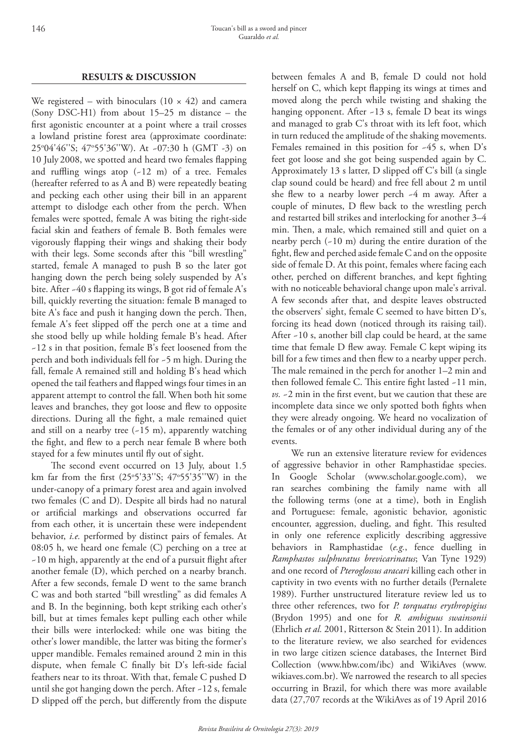## RESULTS & DISCUSSION

We registered – with binoculars (10 × 42) and camera (Sony DSC-H1) from about 15–25 m distance – the first agonistic encounter at a point where a trail crosses a lowland pristine forest area (approximate coordinate: 25º04'46''S; 47º55'36''W). At ~07:30 h (GMT -3) on 10 July 2008, we spotted and heard two females flapping and ruffling wings atop (~12 m) of a tree. Females (hereafter referred to as A and B) were repeatedly beating and pecking each other using their bill in an apparent attempt to dislodge each other from the perch. When females were spotted, female A was biting the right-side facial skin and feathers of female B. Both females were vigorously flapping their wings and shaking their body with their legs. Some seconds after this "bill wrestling" started, female A managed to push B so the later got hanging down the perch being solely suspended by A's bite. After ~40 s flapping its wings, B got rid of female A's bill, quickly reverting the situation: female B managed to bite A's face and push it hanging down the perch. Then, female A's feet slipped off the perch one at a time and she stood belly up while holding female B's head. After ~12 s in that position, female B's feet loosened from the perch and both individuals fell for ~5 m high. During the fall, female A remained still and holding B's head which opened the tail feathers and flapped wings four times in an apparent attempt to control the fall. When both hit some leaves and branches, they got loose and flew to opposite directions. During all the fight, a male remained quiet and still on a nearby tree (~15 m), apparently watching the fight, and flew to a perch near female B where both stayed for a few minutes until fly out of sight.

The second event occurred on 13 July, about 1.5 km far from the first (25º5'33''S; 47º55'35''W) in the under-canopy of a primary forest area and again involved two females (C and D). Despite all birds had no natural or artificial markings and observations occurred far from each other, it is uncertain these were independent behavior, *i.e.* performed by distinct pairs of females. At 08:05 h, we heard one female (C) perching on a tree at ~10 m high, apparently at the end of a pursuit flight after another female (D), which perched on a nearby branch. After a few seconds, female D went to the same branch C was and both started "bill wrestling" as did females A and B. In the beginning, both kept striking each other's bill, but at times females kept pulling each other while their bills were interlocked: while one was biting the other's lower mandible, the latter was biting the former's upper mandible. Females remained around 2 min in this dispute, when female C finally bit D's left-side facial feathers near to its throat. With that, female C pushed D until she got hanging down the perch. After ~12 s, female D slipped off the perch, but differently from the dispute between females A and B, female D could not hold herself on C, which kept flapping its wings at times and moved along the perch while twisting and shaking the hanging opponent. After ~13 s, female D beat its wings and managed to grab C's throat with its left foot, which in turn reduced the amplitude of the shaking movements. Females remained in this position for ~45 s, when D's feet got loose and she got being suspended again by C. Approximately 13 s latter, D slipped off C's bill (a single clap sound could be heard) and free fell about 2 m until she flew to a nearby lower perch ~4 m away. After a couple of minutes, D flew back to the wrestling perch and restarted bill strikes and interlocking for another 3–4 min. Then, a male, which remained still and quiet on a nearby perch (~10 m) during the entire duration of the fight, flew and perched aside female C and on the opposite side of female D. At this point, females where facing each other, perched on different branches, and kept fighting with no noticeable behavioral change upon male's arrival. A few seconds after that, and despite leaves obstructed the observers' sight, female C seemed to have bitten D's, forcing its head down (noticed through its raising tail). After ~10 s, another bill clap could be heard, at the same time that female D flew away. Female C kept wiping its bill for a few times and then flew to a nearby upper perch. The male remained in the perch for another 1–2 min and then followed female C. This entire fight lasted ~11 min, *vs.* ~2 min in the first event, but we caution that these are incomplete data since we only spotted both fights when they were already ongoing. We heard no vocalization of the females or of any other individual during any of the events.

We run an extensive literature review for evidences of aggressive behavior in other Ramphastidae species. In Google Scholar (www.scholar.google.com), we ran searches combining the family name with all the following terms (one at a time), both in English and Portuguese: female, agonistic behavior, agonistic encounter, aggression, dueling, and fight. This resulted in only one reference explicitly describing aggressive behaviors in Ramphastidae (*e.g.*, fence duelling in *Ramphastos sulphuratus brevicarinatus*; Van Tyne 1929) and one record of *Pteroglossus aracari* killing each other in captivity in two events with no further details (Pernalete 1989). Further unstructured literature review led us to three other references, two for *P. torquatus erythropigius* (Brydon 1995) and one for *R. ambiguus swainsonii* (Ehrlich *et al.* 2001, Ritterson & Stein 2011). In addition to the literature review, we also searched for evidences in two large citizen science databases, the Internet Bird Collection (www.hbw.com/ibc) and WikiAves (www.wikiaves.com.br). We narrowed the research to all species occurring in Brazil, for which there was more available data (27,707 records at the WikiAves as of 19 April 2016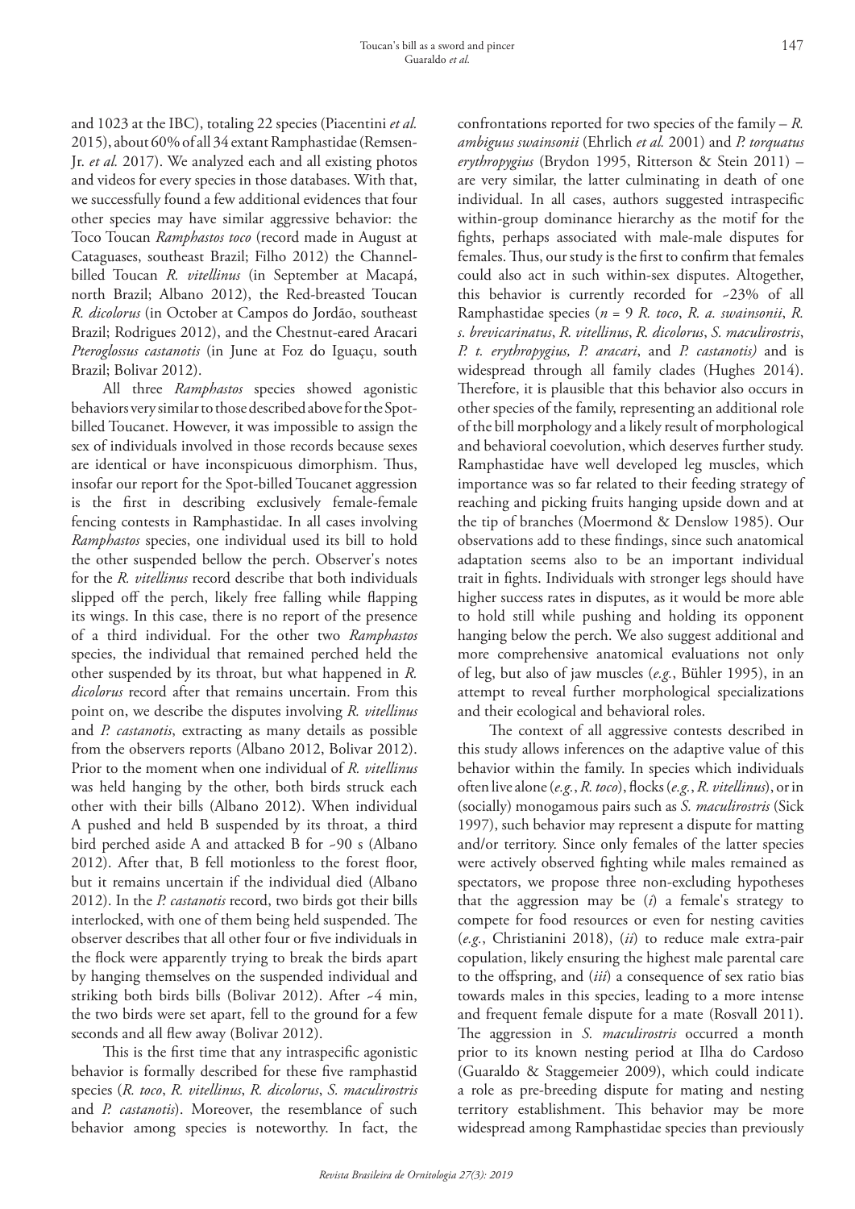and 1023 at the IBC), totaling 22 species (Piacentini *et al.* 2015), about 60% of all 34 extant Ramphastidae (Remsen-Jr. *et al.* 2017). We analyzed each and all existing photos and videos for every species in those databases. With that, we successfully found a few additional evidences that four other species may have similar aggressive behavior: the Toco Toucan *Ramphastos toco* (record made in August at Cataguases, southeast Brazil; Filho 2012) the Channel-billed Toucan *R. vitellinus* (in September at Macapá, north Brazil; Albano 2012), the Red-breasted Toucan *R. dicolorus* (in October at Campos do Jordão, southeast Brazil; Rodrigues 2012), and the Chestnut-eared Aracari *Pteroglossus castanotis* (in June at Foz do Iguaçu, south Brazil; Bolivar 2012).

All three *Ramphastos* species showed agonistic behaviors very similar to those described above for the Spot-billed Toucanet. However, it was impossible to assign the sex of individuals involved in those records because sexes are identical or have inconspicuous dimorphism. Thus, insofar our report for the Spot-billed Toucanet aggression is the first in describing exclusively female-female fencing contests in Ramphastidae. In all cases involving *Ramphastos* species, one individual used its bill to hold the other suspended bellow the perch. Observer's notes for the *R. vitellinus* record describe that both individuals slipped off the perch, likely free falling while flapping its wings. In this case, there is no report of the presence of a third individual. For the other two *Ramphastos* species, the individual that remained perched held the other suspended by its throat, but what happened in *R. dicolorus* record after that remains uncertain. From this point on, we describe the disputes involving *R. vitellinus* and *P. castanotis*, extracting as many details as possible from the observers reports (Albano 2012, Bolivar 2012). Prior to the moment when one individual of *R. vitellinus* was held hanging by the other, both birds struck each other with their bills (Albano 2012). When individual A pushed and held B suspended by its throat, a third bird perched aside A and attacked B for ~90 s (Albano 2012). After that, B fell motionless to the forest floor, but it remains uncertain if the individual died (Albano 2012). In the *P. castanotis* record, two birds got their bills interlocked, with one of them being held suspended. The observer describes that all other four or five individuals in the flock were apparently trying to break the birds apart by hanging themselves on the suspended individual and striking both birds bills (Bolivar 2012). After ~4 min, the two birds were set apart, fell to the ground for a few seconds and all flew away (Bolivar 2012).

This is the first time that any intraspecific agonistic behavior is formally described for these five ramphastid species (*R. toco*, *R. vitellinus*, *R. dicolorus*, *S. maculirostris* and *P. castanotis*). Moreover, the resemblance of such behavior among species is noteworthy. In fact, the confrontations reported for two species of the family – *R. ambiguus swainsonii* (Ehrlich *et al.* 2001) and *P. torquatus erythropygius* (Brydon 1995, Ritterson & Stein 2011) – are very similar, the latter culminating in death of one individual. In all cases, authors suggested intraspecific within-group dominance hierarchy as the motif for the fights, perhaps associated with male-male disputes for females. Thus, our study is the first to confirm that females could also act in such within-sex disputes. Altogether, this behavior is currently recorded for ~23% of all Ramphastidae species (*n* = 9 *R. toco*, *R. a. swainsonii*, *R. s. brevicarinatus*, *R. vitellinus*, *R. dicolorus*, *S. maculirostris*, *P. t. erythropygius, P. aracari*, and *P. castanotis)* and is widespread through all family clades (Hughes 2014). Therefore, it is plausible that this behavior also occurs in other species of the family, representing an additional role of the bill morphology and a likely result of morphological and behavioral coevolution, which deserves further study. Ramphastidae have well developed leg muscles, which importance was so far related to their feeding strategy of reaching and picking fruits hanging upside down and at the tip of branches (Moermond & Denslow 1985). Our observations add to these findings, since such anatomical adaptation seems also to be an important individual trait in fights. Individuals with stronger legs should have higher success rates in disputes, as it would be more able to hold still while pushing and holding its opponent hanging below the perch. We also suggest additional and more comprehensive anatomical evaluations not only of leg, but also of jaw muscles (*e.g.*, Bühler 1995), in an attempt to reveal further morphological specializations and their ecological and behavioral roles.

The context of all aggressive contests described in this study allows inferences on the adaptive value of this behavior within the family. In species which individuals often live alone (*e.g.*, *R. toco*), flocks (*e.g.*, *R. vitellinus*), or in (socially) monogamous pairs such as *S. maculirostris* (Sick 1997), such behavior may represent a dispute for matting and/or territory. Since only females of the latter species were actively observed fighting while males remained as spectators, we propose three non-excluding hypotheses that the aggression may be (*i*) a female's strategy to compete for food resources or even for nesting cavities (*e.g.*, Christianini 2018), (*ii*) to reduce male extra-pair copulation, likely ensuring the highest male parental care to the offspring, and (*iii*) a consequence of sex ratio bias towards males in this species, leading to a more intense and frequent female dispute for a mate (Rosvall 2011). The aggression in *S. maculirostris* occurred a month prior to its known nesting period at Ilha do Cardoso (Guaraldo & Staggemeier 2009), which could indicate a role as pre-breeding dispute for mating and nesting territory establishment. This behavior may be more widespread among Ramphastidae species than previously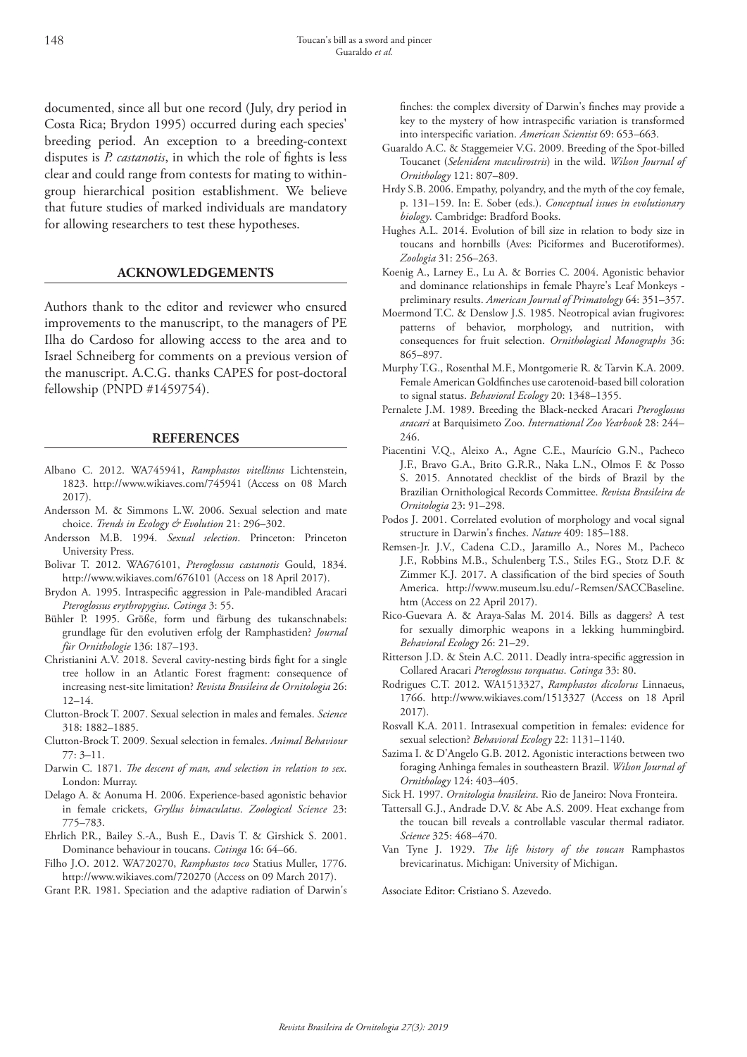documented, since all but one record (July, dry period in Costa Rica; Brydon 1995) occurred during each species' breeding period. An exception to a breeding-context disputes is *P. castanotis*, in which the role of fights is less clear and could range from contests for mating to within-group hierarchical position establishment. We believe that future studies of marked individuals are mandatory for allowing researchers to test these hypotheses.

## ACKNOWLEDGEMENTS

Authors thank to the editor and reviewer who ensured improvements to the manuscript, to the managers of PE Ilha do Cardoso for allowing access to the area and to Israel Schneiberg for comments on a previous version of the manuscript. A.C.G. thanks CAPES for post-doctoral fellowship (PNPD #1459754).

## REFERENCES

Albano C. 2012. WA745941, *Ramphastos vitellinus* Lichtenstein, 1823. http://www.wikiaves.com/745941 (Access on 08 March 2017).

Andersson M. & Simmons L.W. 2006. Sexual selection and mate choice. *Trends in Ecology & Evolution* 21: 296–302.

Andersson M.B. 1994. *Sexual selection*. Princeton: Princeton University Press.

Bolivar T. 2012. WA676101, *Pteroglossus castanotis* Gould, 1834. http://www.wikiaves.com/676101 (Access on 18 April 2017).

Brydon A. 1995. Intraspecific aggression in Pale-mandibled Aracari *Pteroglossus erythropygius*. *Cotinga* 3: 55.

Bühler P. 1995. Größe, form und färbung des tukanschnabels: grundlage für den evolutiven erfolg der Ramphastiden? *Journal für Ornithologie* 136: 187–193.

Christianini A.V. 2018. Several cavity-nesting birds fight for a single tree hollow in an Atlantic Forest fragment: consequence of increasing nest-site limitation? *Revista Brasileira de Ornitologia* 26: 12–14.

Clutton-Brock T. 2007. Sexual selection in males and females. *Science* 318: 1882–1885.

Clutton-Brock T. 2009. Sexual selection in females. *Animal Behaviour* 77: 3–11.

Darwin C. 1871. *The descent of man, and selection in relation to sex*. London: Murray.

Delago A. & Aonuma H. 2006. Experience-based agonistic behavior in female crickets, *Gryllus bimaculatus*. *Zoological Science* 23: 775–783.

Ehrlich P.R., Bailey S.-A., Bush E., Davis T. & Girshick S. 2001. Dominance behaviour in toucans. *Cotinga* 16: 64–66.

Filho J.O. 2012. WA720270, *Ramphastos toco* Statius Muller, 1776. http://www.wikiaves.com/720270 (Access on 09 March 2017).

Grant P.R. 1981. Speciation and the adaptive radiation of Darwin's finches: the complex diversity of Darwin's finches may provide a key to the mystery of how intraspecific variation is transformed into interspecific variation. *American Scientist* 69: 653–663.

Guaraldo A.C. & Staggemeier V.G. 2009. Breeding of the Spot-billed Toucanet (*Selenidera maculirostris*) in the wild. *Wilson Journal of Ornithology* 121: 807–809.

Hrdy S.B. 2006. Empathy, polyandry, and the myth of the coy female, p. 131–159. In: E. Sober (eds.). *Conceptual issues in evolutionary biology*. Cambridge: Bradford Books.

Hughes A.L. 2014. Evolution of bill size in relation to body size in toucans and hornbills (Aves: Piciformes and Bucerotiformes). *Zoologia* 31: 256–263.

Koenig A., Larney E., Lu A. & Borries C. 2004. Agonistic behavior and dominance relationships in female Phayre's Leaf Monkeys - preliminary results. *American Journal of Primatology* 64: 351–357.

Moermond T.C. & Denslow J.S. 1985. Neotropical avian frugivores: patterns of behavior, morphology, and nutrition, with consequences for fruit selection. *Ornithological Monographs* 36: 865–897.

Murphy T.G., Rosenthal M.F., Montgomerie R. & Tarvin K.A. 2009. Female American Goldfinches use carotenoid-based bill coloration to signal status. *Behavioral Ecology* 20: 1348–1355.

Pernalete J.M. 1989. Breeding the Black-necked Aracari *Pteroglossus aracari* at Barquisimeto Zoo. *International Zoo Yearbook* 28: 244–246.

Piacentini V.Q., Aleixo A., Agne C.E., Maurício G.N., Pacheco J.F., Bravo G.A., Brito G.R.R., Naka L.N., Olmos F. & Posso S. 2015. Annotated checklist of the birds of Brazil by the Brazilian Ornithological Records Committee. *Revista Brasileira de Ornitologia* 23: 91–298.

Podos J. 2001. Correlated evolution of morphology and vocal signal structure in Darwin's finches. *Nature* 409: 185–188.

Remsen-Jr. J.V., Cadena C.D., Jaramillo A., Nores M., Pacheco J.F., Robbins M.B., Schulenberg T.S., Stiles F.G., Stotz D.F. & Zimmer K.J. 2017. A classification of the bird species of South America. http://www.museum.lsu.edu/~Remsen/SACCBaseline.htm (Access on 22 April 2017).

Rico-Guevara A. & Araya-Salas M. 2014. Bills as daggers? A test for sexually dimorphic weapons in a lekking hummingbird. *Behavioral Ecology* 26: 21–29.

Ritterson J.D. & Stein A.C. 2011. Deadly intra-specific aggression in Collared Aracari *Pteroglossus torquatus*. *Cotinga* 33: 80.

Rodrigues C.T. 2012. WA1513327, *Ramphastos dicolorus* Linnaeus, 1766. http://www.wikiaves.com/1513327 (Access on 18 April 2017).

Rosvall K.A. 2011. Intrasexual competition in females: evidence for sexual selection? *Behavioral Ecology* 22: 1131–1140.

Sazima I. & D'Angelo G.B. 2012. Agonistic interactions between two foraging Anhinga females in southeastern Brazil. *Wilson Journal of Ornithology* 124: 403–405.

Sick H. 1997. *Ornitologia brasileira*. Rio de Janeiro: Nova Fronteira.

Tattersall G.J., Andrade D.V. & Abe A.S. 2009. Heat exchange from the toucan bill reveals a controllable vascular thermal radiator. *Science* 325: 468–470.

Van Tyne J. 1929. *The life history of the toucan* Ramphastos brevicarinatus. Michigan: University of Michigan.

Associate Editor: Cristiano S. Azevedo.